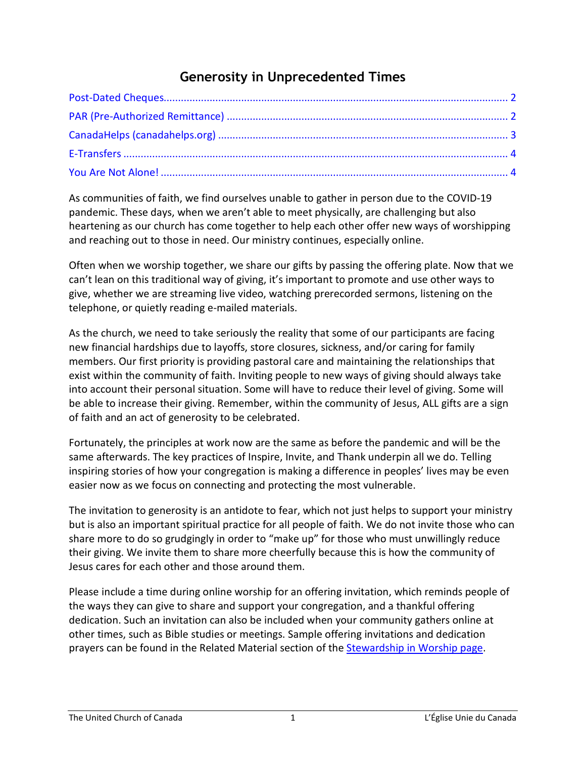# Generosity in Unprecedented Times

- Post-Dated Cheques ........ 2
- PAR (Pre-Authorized Remittance) ........ 2
- CanadaHelps (canadahelps.org) ........ 3
- E-Transfers ........ 4
- You Are Not Alone! ........ 4

As communities of faith, we find ourselves unable to gather in person due to the COVID-19 pandemic. These days, when we aren't able to meet physically, are challenging but also heartening as our church has come together to help each other offer new ways of worshipping and reaching out to those in need. Our ministry continues, especially online.

Often when we worship together, we share our gifts by passing the offering plate. Now that we can't lean on this traditional way of giving, it's important to promote and use other ways to give, whether we are streaming live video, watching prerecorded sermons, listening on the telephone, or quietly reading e-mailed materials.

As the church, we need to take seriously the reality that some of our participants are facing new financial hardships due to layoffs, store closures, sickness, and/or caring for family members. Our first priority is providing pastoral care and maintaining the relationships that exist within the community of faith. Inviting people to new ways of giving should always take into account their personal situation. Some will have to reduce their level of giving. Some will be able to increase their giving. Remember, within the community of Jesus, ALL gifts are a sign of faith and an act of generosity to be celebrated.

Fortunately, the principles at work now are the same as before the pandemic and will be the same afterwards. The key practices of Inspire, Invite, and Thank underpin all we do. Telling inspiring stories of how your congregation is making a difference in peoples' lives may be even easier now as we focus on connecting and protecting the most vulnerable.

The invitation to generosity is an antidote to fear, which not just helps to support your ministry but is also an important spiritual practice for all people of faith. We do not invite those who can share more to do so grudgingly in order to "make up" for those who must unwillingly reduce their giving. We invite them to share more cheerfully because this is how the community of Jesus cares for each other and those around them.

Please include a time during online worship for an offering invitation, which reminds people of the ways they can give to share and support your congregation, and a thankful offering dedication. Such an invitation can also be included when your community gathers online at other times, such as Bible studies or meetings. Sample offering invitations and dedication prayers can be found in the Related Material section of the Stewardship in Worship page.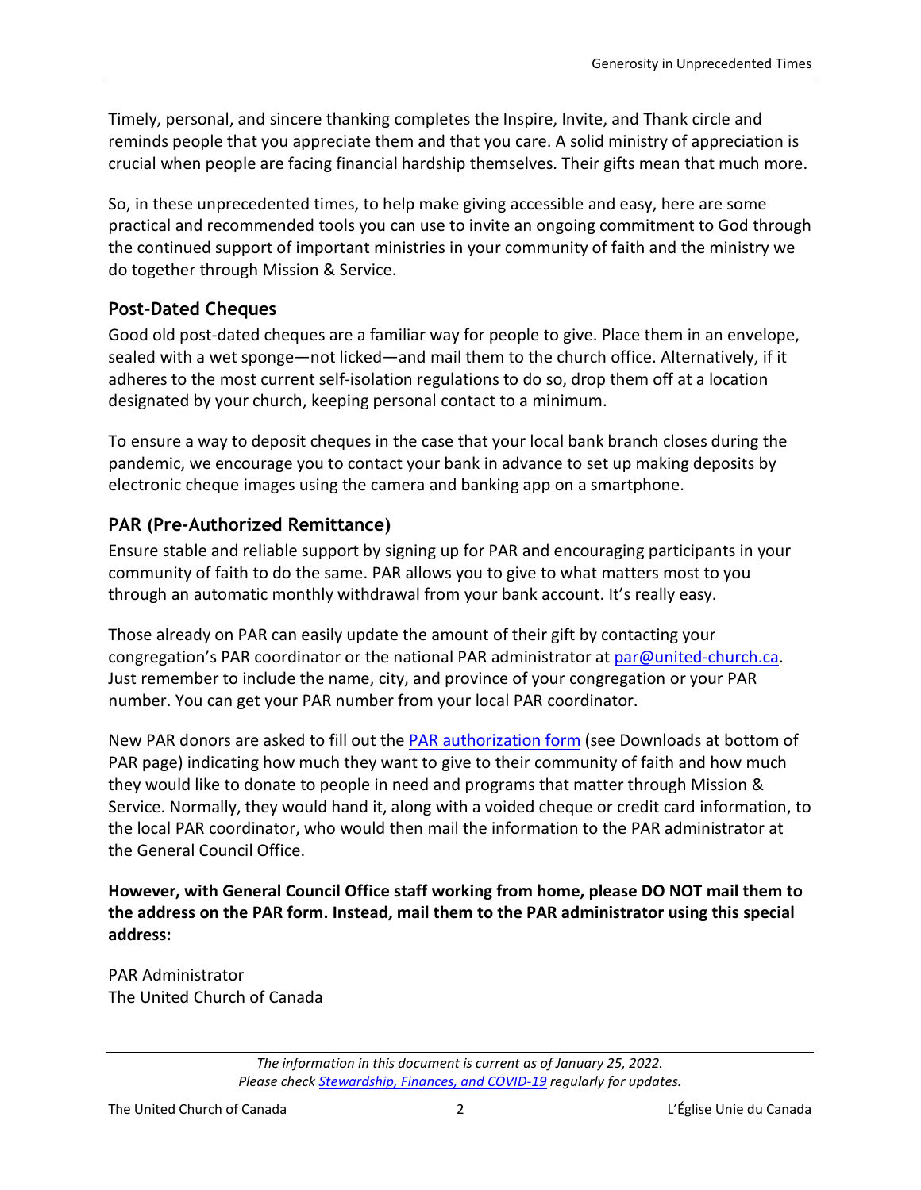Timely, personal, and sincere thanking completes the Inspire, Invite, and Thank circle and reminds people that you appreciate them and that you care. A solid ministry of appreciation is crucial when people are facing financial hardship themselves. Their gifts mean that much more.

So, in these unprecedented times, to help make giving accessible and easy, here are some practical and recommended tools you can use to invite an ongoing commitment to God through the continued support of important ministries in your community of faith and the ministry we do together through Mission & Service.

## Post-Dated Cheques

Good old post-dated cheques are a familiar way for people to give. Place them in an envelope, sealed with a wet sponge—not licked—and mail them to the church office. Alternatively, if it adheres to the most current self-isolation regulations to do so, drop them off at a location designated by your church, keeping personal contact to a minimum.

To ensure a way to deposit cheques in the case that your local bank branch closes during the pandemic, we encourage you to contact your bank in advance to set up making deposits by electronic cheque images using the camera and banking app on a smartphone.

## PAR (Pre-Authorized Remittance)

Ensure stable and reliable support by signing up for PAR and encouraging participants in your community of faith to do the same. PAR allows you to give to what matters most to you through an automatic monthly withdrawal from your bank account. It's really easy.

Those already on PAR can easily update the amount of their gift by contacting your congregation's PAR coordinator or the national PAR administrator at par@united-church.ca. Just remember to include the name, city, and province of your congregation or your PAR number. You can get your PAR number from your local PAR coordinator.

New PAR donors are asked to fill out the PAR authorization form (see Downloads at bottom of PAR page) indicating how much they want to give to their community of faith and how much they would like to donate to people in need and programs that matter through Mission & Service. Normally, they would hand it, along with a voided cheque or credit card information, to the local PAR coordinator, who would then mail the information to the PAR administrator at the General Council Office.

**However, with General Council Office staff working from home, please DO NOT mail them to the address on the PAR form. Instead, mail them to the PAR administrator using this special address:**

PAR Administrator
The United Church of Canada

*The information in this document is current as of January 25, 2022.*
*Please check Stewardship, Finances, and COVID-19 regularly for updates.*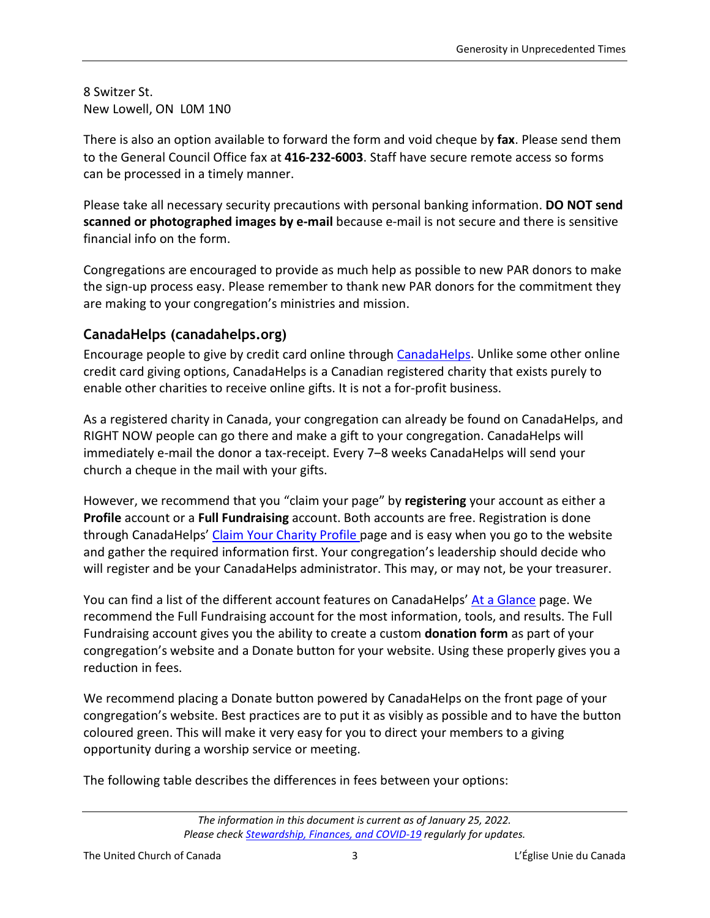8 Switzer St.
New Lowell, ON  L0M 1N0

There is also an option available to forward the form and void cheque by **fax**. Please send them to the General Council Office fax at **416-232-6003**. Staff have secure remote access so forms can be processed in a timely manner.

Please take all necessary security precautions with personal banking information. **DO NOT send scanned or photographed images by e-mail** because e-mail is not secure and there is sensitive financial info on the form.

Congregations are encouraged to provide as much help as possible to new PAR donors to make the sign-up process easy. Please remember to thank new PAR donors for the commitment they are making to your congregation's ministries and mission.

### CanadaHelps (canadahelps.org)

Encourage people to give by credit card online through CanadaHelps. Unlike some other online credit card giving options, CanadaHelps is a Canadian registered charity that exists purely to enable other charities to receive online gifts. It is not a for-profit business.

As a registered charity in Canada, your congregation can already be found on CanadaHelps, and RIGHT NOW people can go there and make a gift to your congregation. CanadaHelps will immediately e-mail the donor a tax-receipt. Every 7–8 weeks CanadaHelps will send your church a cheque in the mail with your gifts.

However, we recommend that you "claim your page" by **registering** your account as either a **Profile** account or a **Full Fundraising** account. Both accounts are free. Registration is done through CanadaHelps' Claim Your Charity Profile page and is easy when you go to the website and gather the required information first. Your congregation's leadership should decide who will register and be your CanadaHelps administrator. This may, or may not, be your treasurer.

You can find a list of the different account features on CanadaHelps' At a Glance page. We recommend the Full Fundraising account for the most information, tools, and results. The Full Fundraising account gives you the ability to create a custom **donation form** as part of your congregation's website and a Donate button for your website. Using these properly gives you a reduction in fees.

We recommend placing a Donate button powered by CanadaHelps on the front page of your congregation's website. Best practices are to put it as visibly as possible and to have the button coloured green. This will make it very easy for you to direct your members to a giving opportunity during a worship service or meeting.

The following table describes the differences in fees between your options:

*The information in this document is current as of January 25, 2022.*
*Please check Stewardship, Finances, and COVID-19 regularly for updates.*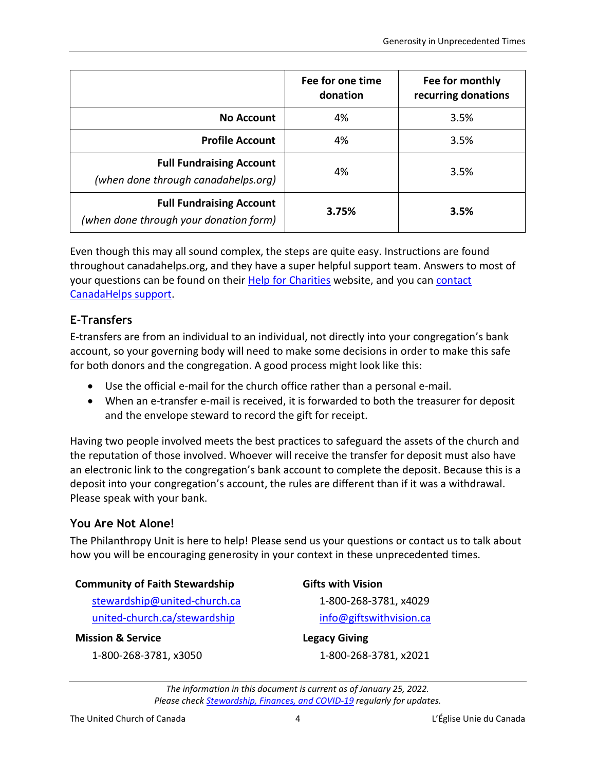| | Fee for one time donation | Fee for monthly recurring donations |
|---|---|---|
| **No Account** | 4% | 3.5% |
| **Profile Account** | 4% | 3.5% |
| **Full Fundraising Account** *(when done through canadahelps.org)* | 4% | 3.5% |
| **Full Fundraising Account** *(when done through your donation form)* | **3.75%** | **3.5%** |

Even though this may all sound complex, the steps are quite easy. Instructions are found throughout canadahelps.org, and they have a super helpful support team. Answers to most of your questions can be found on their [Help for Charities](#) website, and you can [contact CanadaHelps support](#).

## E-Transfers

E-transfers are from an individual to an individual, not directly into your congregation's bank account, so your governing body will need to make some decisions in order to make this safe for both donors and the congregation. A good process might look like this:

- Use the official e-mail for the church office rather than a personal e-mail.
- When an e-transfer e-mail is received, it is forwarded to both the treasurer for deposit and the envelope steward to record the gift for receipt.

Having two people involved meets the best practices to safeguard the assets of the church and the reputation of those involved. Whoever will receive the transfer for deposit must also have an electronic link to the congregation's bank account to complete the deposit. Because this is a deposit into your congregation's account, the rules are different than if it was a withdrawal. Please speak with your bank.

## You Are Not Alone!

The Philanthropy Unit is here to help! Please send us your questions or contact us to talk about how you will be encouraging generosity in your context in these unprecedented times.

**Community of Faith Stewardship**
[stewardship@united-church.ca](mailto:stewardship@united-church.ca)
[united-church.ca/stewardship](#)

**Mission & Service**
1-800-268-3781, x3050

**Gifts with Vision**
1-800-268-3781, x4029
[info@giftswithvision.ca](mailto:info@giftswithvision.ca)

**Legacy Giving**
1-800-268-3781, x2021

*The information in this document is current as of January 25, 2022.*
*Please check [Stewardship, Finances, and COVID-19](#) regularly for updates.*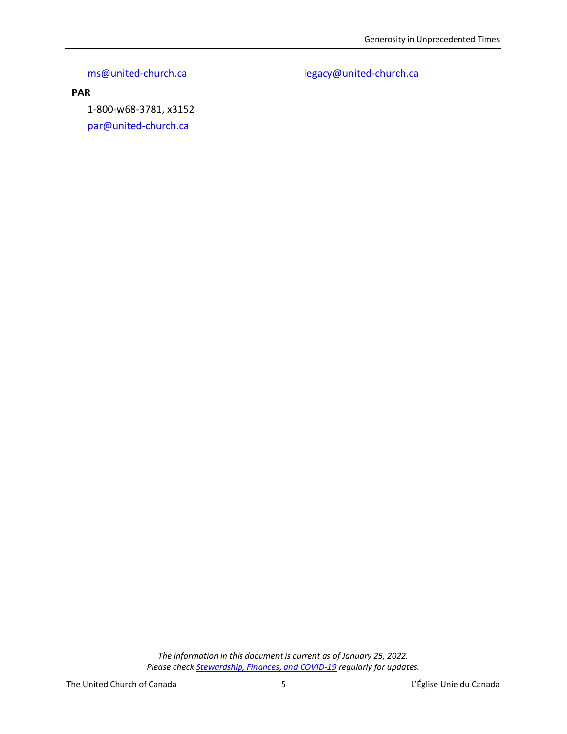ms@united-church.ca

legacy@united-church.ca

**PAR**

1-800-w68-3781, x3152

par@united-church.ca

*The information in this document is current as of January 25, 2022.*
*Please check Stewardship, Finances, and COVID-19 regularly for updates.*